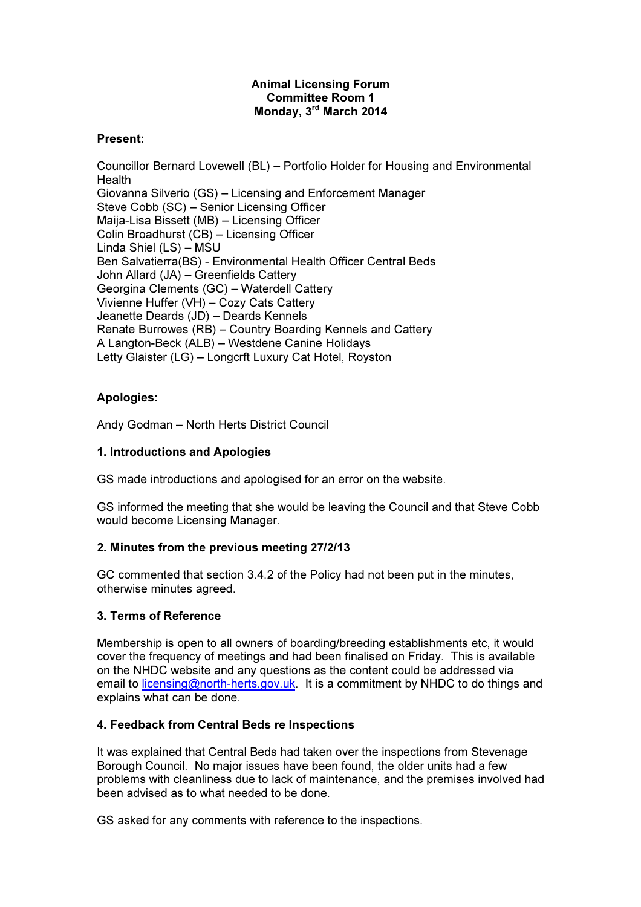**Animal Licensing Forum**
**Committee Room 1**
**Monday, 3rd March 2014**

**Present:**

Councillor Bernard Lovewell (BL) – Portfolio Holder for Housing and Environmental Health
Giovanna Silverio (GS) – Licensing and Enforcement Manager
Steve Cobb (SC) – Senior Licensing Officer
Maija-Lisa Bissett (MB) – Licensing Officer
Colin Broadhurst (CB) – Licensing Officer
Linda Shiel (LS) – MSU
Ben Salvatierra(BS) - Environmental Health Officer Central Beds
John Allard (JA) – Greenfields Cattery
Georgina Clements (GC) – Waterdell Cattery
Vivienne Huffer (VH) – Cozy Cats Cattery
Jeanette Deards (JD) – Deards Kennels
Renate Burrowes (RB) – Country Boarding Kennels and Cattery
A Langton-Beck (ALB) – Westdene Canine Holidays
Letty Glaister (LG) – Longcrft Luxury Cat Hotel, Royston

**Apologies:**

Andy Godman – North Herts District Council

**1. Introductions and Apologies**

GS made introductions and apologised for an error on the website.

GS informed the meeting that she would be leaving the Council and that Steve Cobb would become Licensing Manager.

**2. Minutes from the previous meeting 27/2/13**

GC commented that section 3.4.2 of the Policy had not been put in the minutes, otherwise minutes agreed.

**3. Terms of Reference**

Membership is open to all owners of boarding/breeding establishments etc, it would cover the frequency of meetings and had been finalised on Friday. This is available on the NHDC website and any questions as the content could be addressed via email to licensing@north-herts.gov.uk. It is a commitment by NHDC to do things and explains what can be done.

**4. Feedback from Central Beds re Inspections**

It was explained that Central Beds had taken over the inspections from Stevenage Borough Council. No major issues have been found, the older units had a few problems with cleanliness due to lack of maintenance, and the premises involved had been advised as to what needed to be done.

GS asked for any comments with reference to the inspections.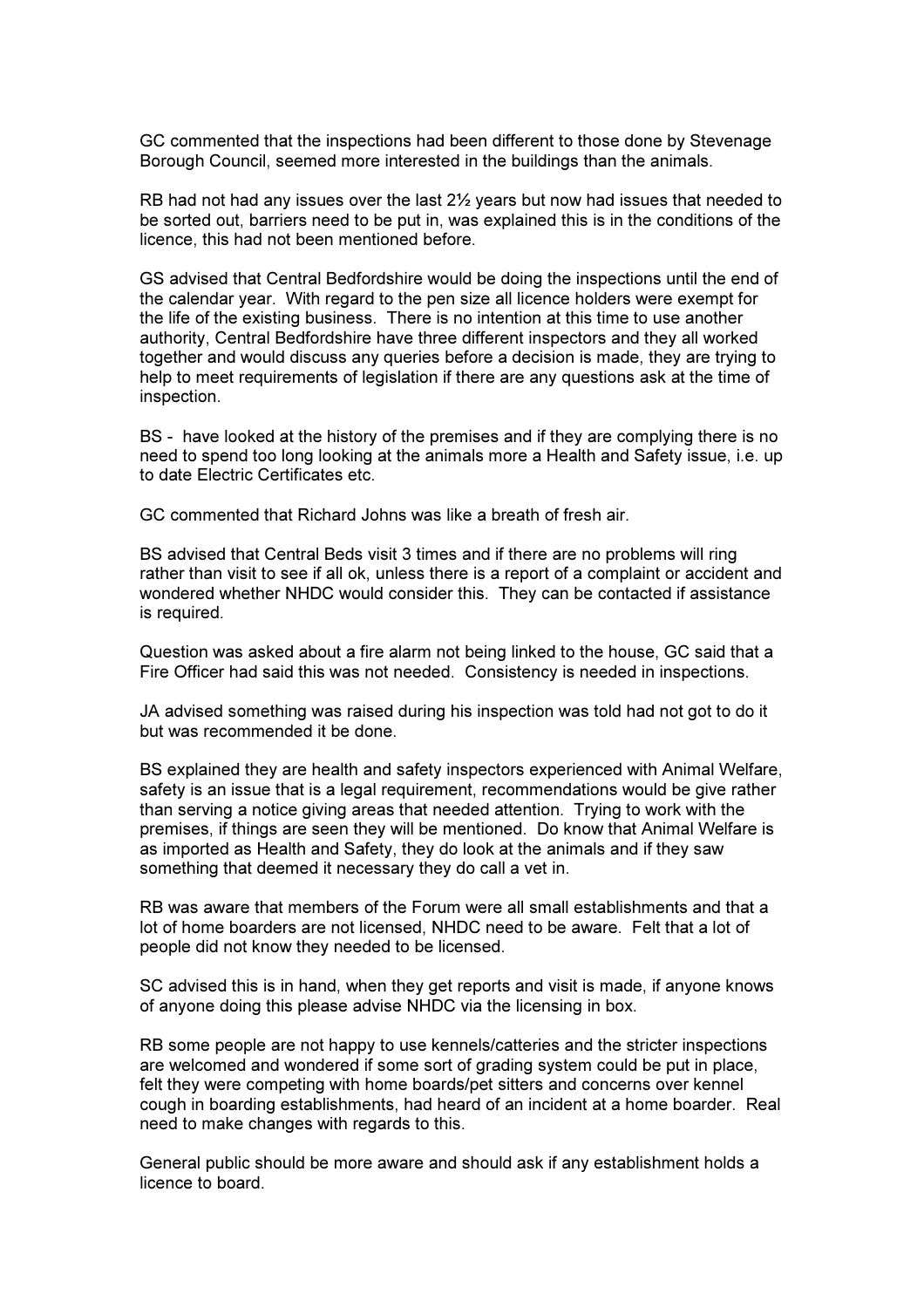GC commented that the inspections had been different to those done by Stevenage Borough Council, seemed more interested in the buildings than the animals.

RB had not had any issues over the last 2½ years but now had issues that needed to be sorted out, barriers need to be put in, was explained this is in the conditions of the licence, this had not been mentioned before.

GS advised that Central Bedfordshire would be doing the inspections until the end of the calendar year. With regard to the pen size all licence holders were exempt for the life of the existing business. There is no intention at this time to use another authority, Central Bedfordshire have three different inspectors and they all worked together and would discuss any queries before a decision is made, they are trying to help to meet requirements of legislation if there are any questions ask at the time of inspection.

BS - have looked at the history of the premises and if they are complying there is no need to spend too long looking at the animals more a Health and Safety issue, i.e. up to date Electric Certificates etc.

GC commented that Richard Johns was like a breath of fresh air.

BS advised that Central Beds visit 3 times and if there are no problems will ring rather than visit to see if all ok, unless there is a report of a complaint or accident and wondered whether NHDC would consider this. They can be contacted if assistance is required.

Question was asked about a fire alarm not being linked to the house, GC said that a Fire Officer had said this was not needed. Consistency is needed in inspections.

JA advised something was raised during his inspection was told had not got to do it but was recommended it be done.

BS explained they are health and safety inspectors experienced with Animal Welfare, safety is an issue that is a legal requirement, recommendations would be give rather than serving a notice giving areas that needed attention. Trying to work with the premises, if things are seen they will be mentioned. Do know that Animal Welfare is as imported as Health and Safety, they do look at the animals and if they saw something that deemed it necessary they do call a vet in.

RB was aware that members of the Forum were all small establishments and that a lot of home boarders are not licensed, NHDC need to be aware. Felt that a lot of people did not know they needed to be licensed.

SC advised this is in hand, when they get reports and visit is made, if anyone knows of anyone doing this please advise NHDC via the licensing in box.

RB some people are not happy to use kennels/catteries and the stricter inspections are welcomed and wondered if some sort of grading system could be put in place, felt they were competing with home boards/pet sitters and concerns over kennel cough in boarding establishments, had heard of an incident at a home boarder. Real need to make changes with regards to this.

General public should be more aware and should ask if any establishment holds a licence to board.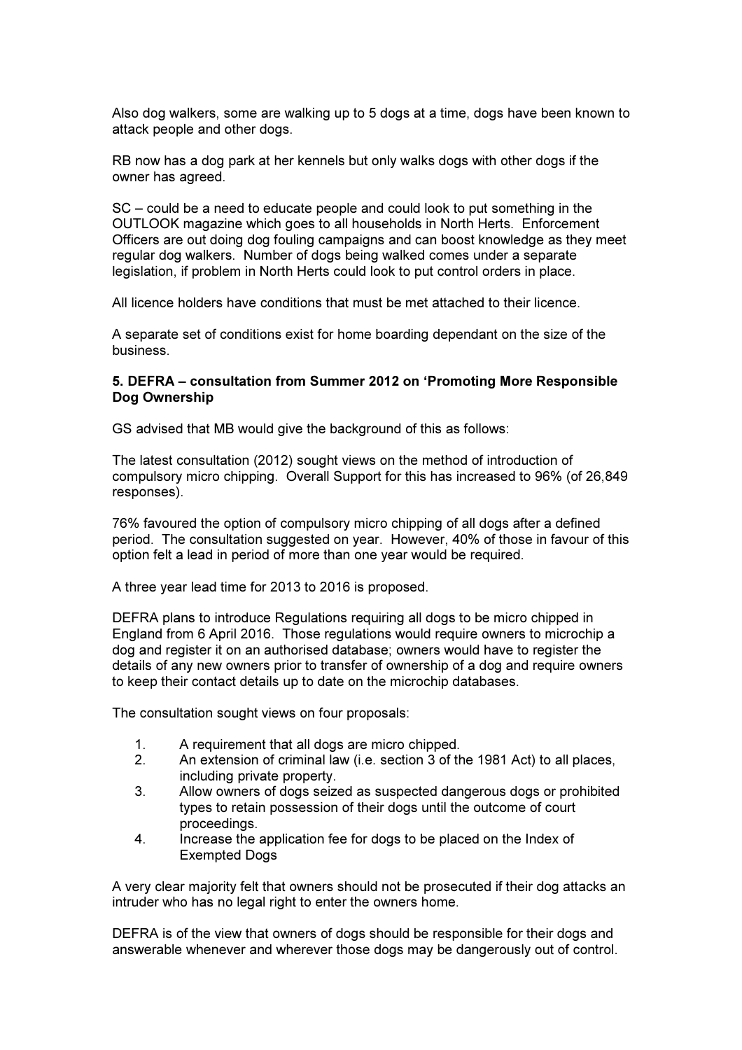Also dog walkers, some are walking up to 5 dogs at a time, dogs have been known to attack people and other dogs.

RB now has a dog park at her kennels but only walks dogs with other dogs if the owner has agreed.

SC – could be a need to educate people and could look to put something in the OUTLOOK magazine which goes to all households in North Herts. Enforcement Officers are out doing dog fouling campaigns and can boost knowledge as they meet regular dog walkers. Number of dogs being walked comes under a separate legislation, if problem in North Herts could look to put control orders in place.

All licence holders have conditions that must be met attached to their licence.

A separate set of conditions exist for home boarding dependant on the size of the business.

**5. DEFRA – consultation from Summer 2012 on 'Promoting More Responsible Dog Ownership**

GS advised that MB would give the background of this as follows:

The latest consultation (2012) sought views on the method of introduction of compulsory micro chipping. Overall Support for this has increased to 96% (of 26,849 responses).

76% favoured the option of compulsory micro chipping of all dogs after a defined period. The consultation suggested on year. However, 40% of those in favour of this option felt a lead in period of more than one year would be required.

A three year lead time for 2013 to 2016 is proposed.

DEFRA plans to introduce Regulations requiring all dogs to be micro chipped in England from 6 April 2016. Those regulations would require owners to microchip a dog and register it on an authorised database; owners would have to register the details of any new owners prior to transfer of ownership of a dog and require owners to keep their contact details up to date on the microchip databases.

The consultation sought views on four proposals:

1. A requirement that all dogs are micro chipped.
2. An extension of criminal law (i.e. section 3 of the 1981 Act) to all places, including private property.
3. Allow owners of dogs seized as suspected dangerous dogs or prohibited types to retain possession of their dogs until the outcome of court proceedings.
4. Increase the application fee for dogs to be placed on the Index of Exempted Dogs

A very clear majority felt that owners should not be prosecuted if their dog attacks an intruder who has no legal right to enter the owners home.

DEFRA is of the view that owners of dogs should be responsible for their dogs and answerable whenever and wherever those dogs may be dangerously out of control.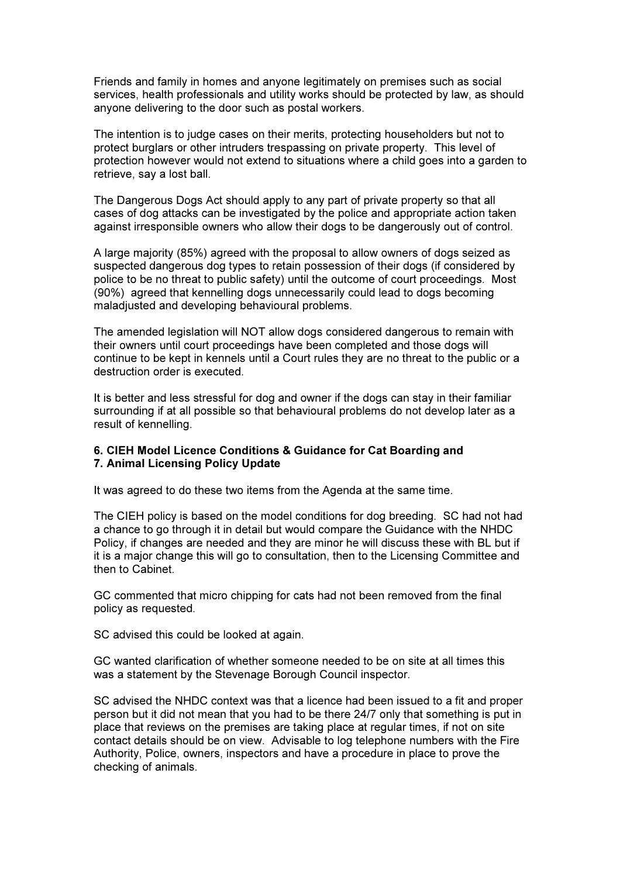Friends and family in homes and anyone legitimately on premises such as social services, health professionals and utility works should be protected by law, as should anyone delivering to the door such as postal workers.

The intention is to judge cases on their merits, protecting householders but not to protect burglars or other intruders trespassing on private property. This level of protection however would not extend to situations where a child goes into a garden to retrieve, say a lost ball.

The Dangerous Dogs Act should apply to any part of private property so that all cases of dog attacks can be investigated by the police and appropriate action taken against irresponsible owners who allow their dogs to be dangerously out of control.

A large majority (85%) agreed with the proposal to allow owners of dogs seized as suspected dangerous dog types to retain possession of their dogs (if considered by police to be no threat to public safety) until the outcome of court proceedings. Most (90%) agreed that kennelling dogs unnecessarily could lead to dogs becoming maladjusted and developing behavioural problems.

The amended legislation will NOT allow dogs considered dangerous to remain with their owners until court proceedings have been completed and those dogs will continue to be kept in kennels until a Court rules they are no threat to the public or a destruction order is executed.

It is better and less stressful for dog and owner if the dogs can stay in their familiar surrounding if at all possible so that behavioural problems do not develop later as a result of kennelling.

**6. CIEH Model Licence Conditions & Guidance for Cat Boarding and**
**7. Animal Licensing Policy Update**

It was agreed to do these two items from the Agenda at the same time.

The CIEH policy is based on the model conditions for dog breeding. SC had not had a chance to go through it in detail but would compare the Guidance with the NHDC Policy, if changes are needed and they are minor he will discuss these with BL but if it is a major change this will go to consultation, then to the Licensing Committee and then to Cabinet.

GC commented that micro chipping for cats had not been removed from the final policy as requested.

SC advised this could be looked at again.

GC wanted clarification of whether someone needed to be on site at all times this was a statement by the Stevenage Borough Council inspector.

SC advised the NHDC context was that a licence had been issued to a fit and proper person but it did not mean that you had to be there 24/7 only that something is put in place that reviews on the premises are taking place at regular times, if not on site contact details should be on view. Advisable to log telephone numbers with the Fire Authority, Police, owners, inspectors and have a procedure in place to prove the checking of animals.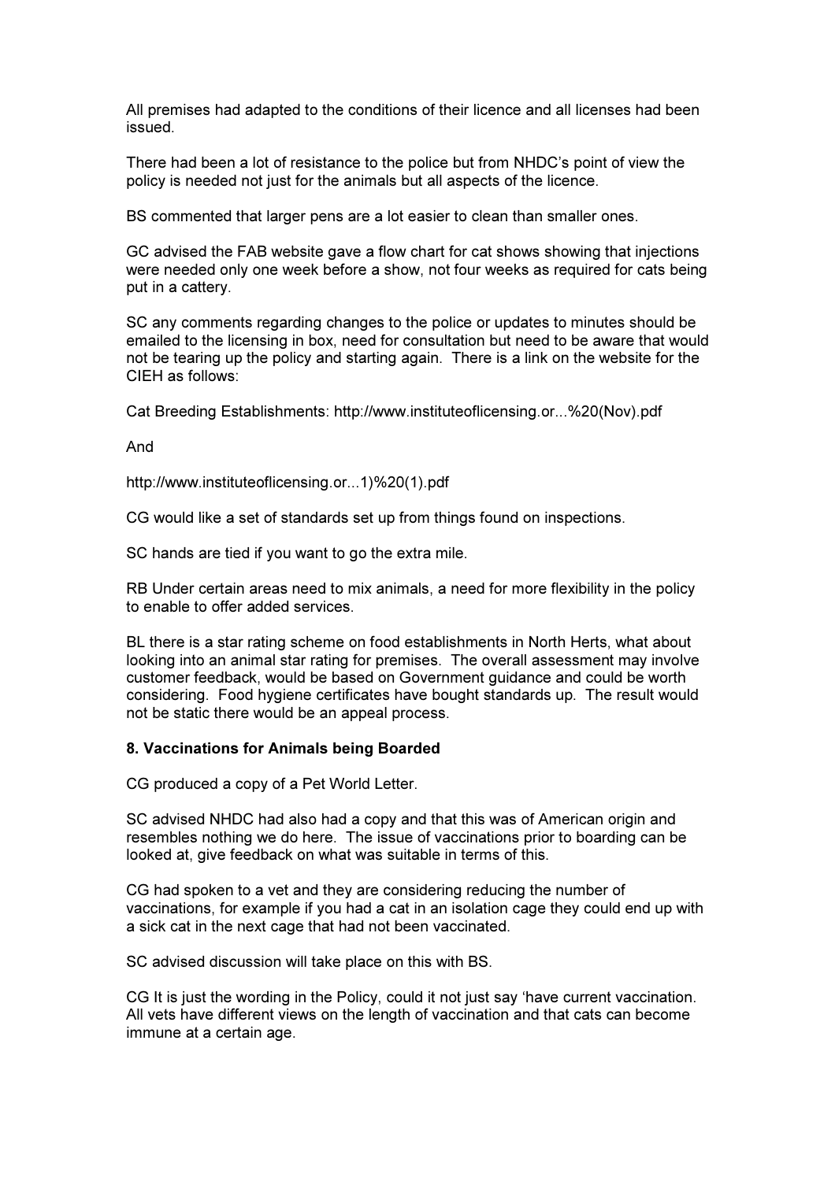All premises had adapted to the conditions of their licence and all licenses had been issued.

There had been a lot of resistance to the police but from NHDC's point of view the policy is needed not just for the animals but all aspects of the licence.

BS commented that larger pens are a lot easier to clean than smaller ones.

GC advised the FAB website gave a flow chart for cat shows showing that injections were needed only one week before a show, not four weeks as required for cats being put in a cattery.

SC any comments regarding changes to the police or updates to minutes should be emailed to the licensing in box, need for consultation but need to be aware that would not be tearing up the policy and starting again. There is a link on the website for the CIEH as follows:

Cat Breeding Establishments: http://www.instituteoflicensing.or...%20(Nov).pdf

And

http://www.instituteoflicensing.or...1)%20(1).pdf

CG would like a set of standards set up from things found on inspections.

SC hands are tied if you want to go the extra mile.

RB Under certain areas need to mix animals, a need for more flexibility in the policy to enable to offer added services.

BL there is a star rating scheme on food establishments in North Herts, what about looking into an animal star rating for premises. The overall assessment may involve customer feedback, would be based on Government guidance and could be worth considering. Food hygiene certificates have bought standards up. The result would not be static there would be an appeal process.

**8. Vaccinations for Animals being Boarded**

CG produced a copy of a Pet World Letter.

SC advised NHDC had also had a copy and that this was of American origin and resembles nothing we do here. The issue of vaccinations prior to boarding can be looked at, give feedback on what was suitable in terms of this.

CG had spoken to a vet and they are considering reducing the number of vaccinations, for example if you had a cat in an isolation cage they could end up with a sick cat in the next cage that had not been vaccinated.

SC advised discussion will take place on this with BS.

CG It is just the wording in the Policy, could it not just say 'have current vaccination. All vets have different views on the length of vaccination and that cats can become immune at a certain age.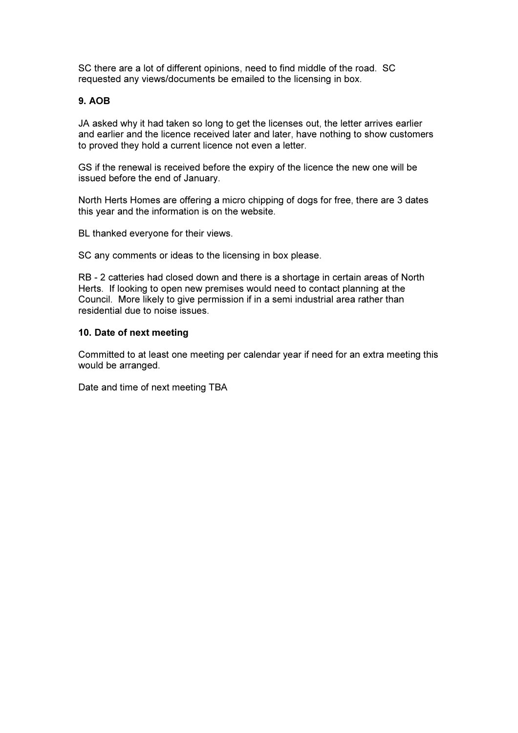SC there are a lot of different opinions, need to find middle of the road. SC requested any views/documents be emailed to the licensing in box.

**9. AOB**

JA asked why it had taken so long to get the licenses out, the letter arrives earlier and earlier and the licence received later and later, have nothing to show customers to proved they hold a current licence not even a letter.

GS if the renewal is received before the expiry of the licence the new one will be issued before the end of January.

North Herts Homes are offering a micro chipping of dogs for free, there are 3 dates this year and the information is on the website.

BL thanked everyone for their views.

SC any comments or ideas to the licensing in box please.

RB - 2 catteries had closed down and there is a shortage in certain areas of North Herts. If looking to open new premises would need to contact planning at the Council. More likely to give permission if in a semi industrial area rather than residential due to noise issues.

**10. Date of next meeting**

Committed to at least one meeting per calendar year if need for an extra meeting this would be arranged.

Date and time of next meeting TBA